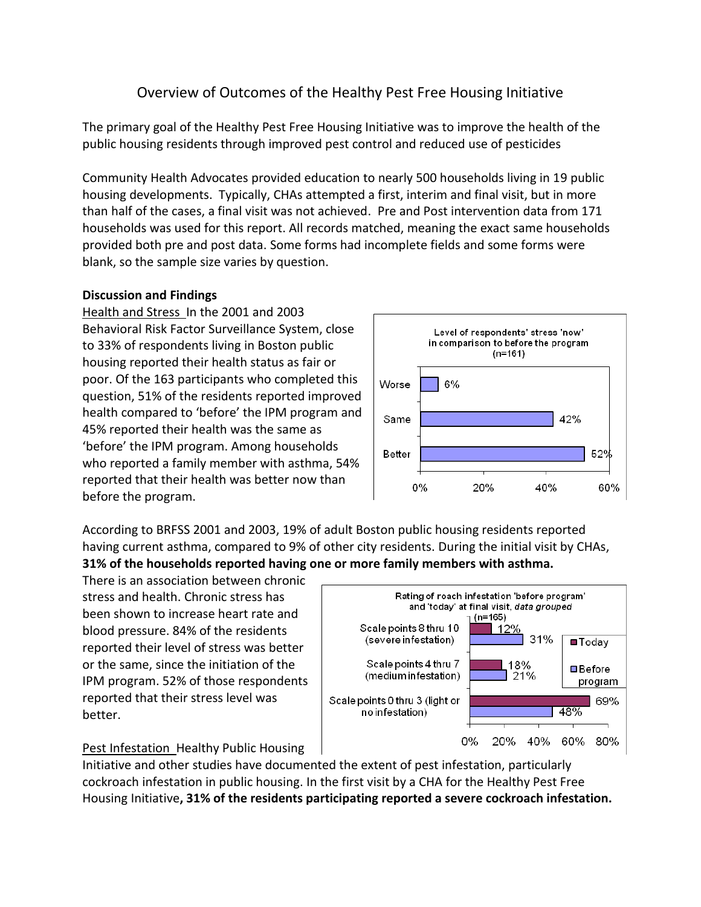// Overview of Outcomes of the Healthy Pest Free Housing Initiative

The primary goal of the Healthy Pest Free Housing Initiative was to improve the health of the public housing residents through improved pest control and reduced use of pesticides

Community Health Advocates provided education to nearly 500 households living in 19 public housing developments. Typically, CHAs attempted a first, interim and final visit, but in more than half of the cases, a final visit was not achieved. Pre and Post intervention data from 171 households was used for this report. All records matched, meaning the exact same households provided both pre and post data. Some forms had incomplete fields and some forms were blank, so the sample size varies by question.

**Discussion and Findings**

Health and Stress In the 2001 and 2003 Behavioral Risk Factor Surveillance System, close to 33% of respondents living in Boston public housing reported their health status as fair or poor. Of the 163 participants who completed this question, 51% of the residents reported improved health compared to 'before' the IPM program and 45% reported their health was the same as 'before' the IPM program. Among households who reported a family member with asthma, 54% reported that their health was better now than before the program.

Level of respondents' stress 'now' in comparison to before the program (n=161)

| | % |
|---|---|
| Worse | 6% |
| Same | 42% |
| Better | 52% |

According to BRFSS 2001 and 2003, 19% of adult Boston public housing residents reported having current asthma, compared to 9% of other city residents. During the initial visit by CHAs, **31% of the households reported having one or more family members with asthma.**

There is an association between chronic stress and health. Chronic stress has been shown to increase heart rate and blood pressure. 84% of the residents reported their level of stress was better or the same, since the initiation of the IPM program. 52% of those respondents reported that their stress level was better.

Rating of roach infestation 'before program' and 'today' at final visit, *data grouped* (n=165)

| | Today | Before program |
|---|---|---|
| Scale points 8 thru 10 (severe infestation) | 12% | 31% |
| Scale points 4 thru 7 (medium infestation) | 18% | 21% |
| Scale points 0 thru 3 (light or no infestation) | 69% | 48% |

Pest Infestation Healthy Public Housing Initiative and other studies have documented the extent of pest infestation, particularly cockroach infestation in public housing. In the first visit by a CHA for the Healthy Pest Free Housing Initiative**, 31% of the residents participating reported a severe cockroach infestation.**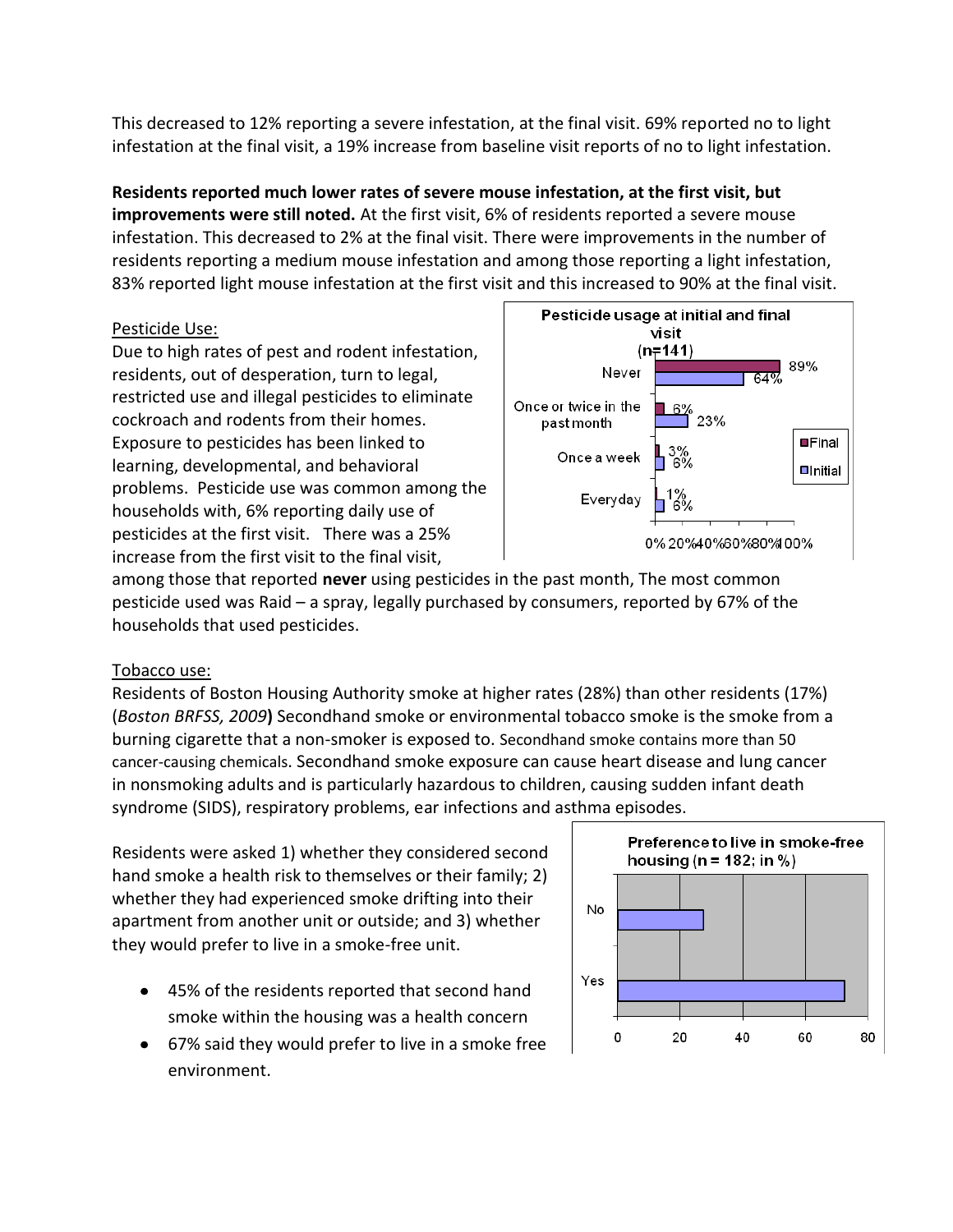This decreased to 12% reporting a severe infestation, at the final visit. 69% reported no to light infestation at the final visit, a 19% increase from baseline visit reports of no to light infestation.

**Residents reported much lower rates of severe mouse infestation, at the first visit, but improvements were still noted.** At the first visit, 6% of residents reported a severe mouse infestation. This decreased to 2% at the final visit. There were improvements in the number of residents reporting a medium mouse infestation and among those reporting a light infestation, 83% reported light mouse infestation at the first visit and this increased to 90% at the final visit.

Pesticide Use:

Due to high rates of pest and rodent infestation, residents, out of desperation, turn to legal, restricted use and illegal pesticides to eliminate cockroach and rodents from their homes. Exposure to pesticides has been linked to learning, developmental, and behavioral problems. Pesticide use was common among the households with, 6% reporting daily use of pesticides at the first visit. There was a 25% increase from the first visit to the final visit, among those that reported **never** using pesticides in the past month, The most common pesticide used was Raid – a spray, legally purchased by consumers, reported by 67% of the households that used pesticides.

**Pesticide usage at initial and final visit (n=141)**

| | Final | Initial |
|---|---|---|
| Never | 89% | 64% |
| Once or twice in the past month | 6% | 23% |
| Once a week | 3% | 6% |
| Everyday | 1% | 6% |

Tobacco use:

Residents of Boston Housing Authority smoke at higher rates (28%) than other residents (17%) (*Boston BRFSS, 2009*) Secondhand smoke or environmental tobacco smoke is the smoke from a burning cigarette that a non-smoker is exposed to. Secondhand smoke contains more than 50 cancer-causing chemicals. Secondhand smoke exposure can cause heart disease and lung cancer in nonsmoking adults and is particularly hazardous to children, causing sudden infant death syndrome (SIDS), respiratory problems, ear infections and asthma episodes.

Residents were asked 1) whether they considered second hand smoke a health risk to themselves or their family; 2) whether they had experienced smoke drifting into their apartment from another unit or outside; and 3) whether they would prefer to live in a smoke-free unit.

- 45% of the residents reported that second hand smoke within the housing was a health concern
- 67% said they would prefer to live in a smoke free environment.

**Preference to live in smoke-free housing (n = 182; in %)**

| Response | % |
|---|---|
| No | ~27 |
| Yes | ~72 |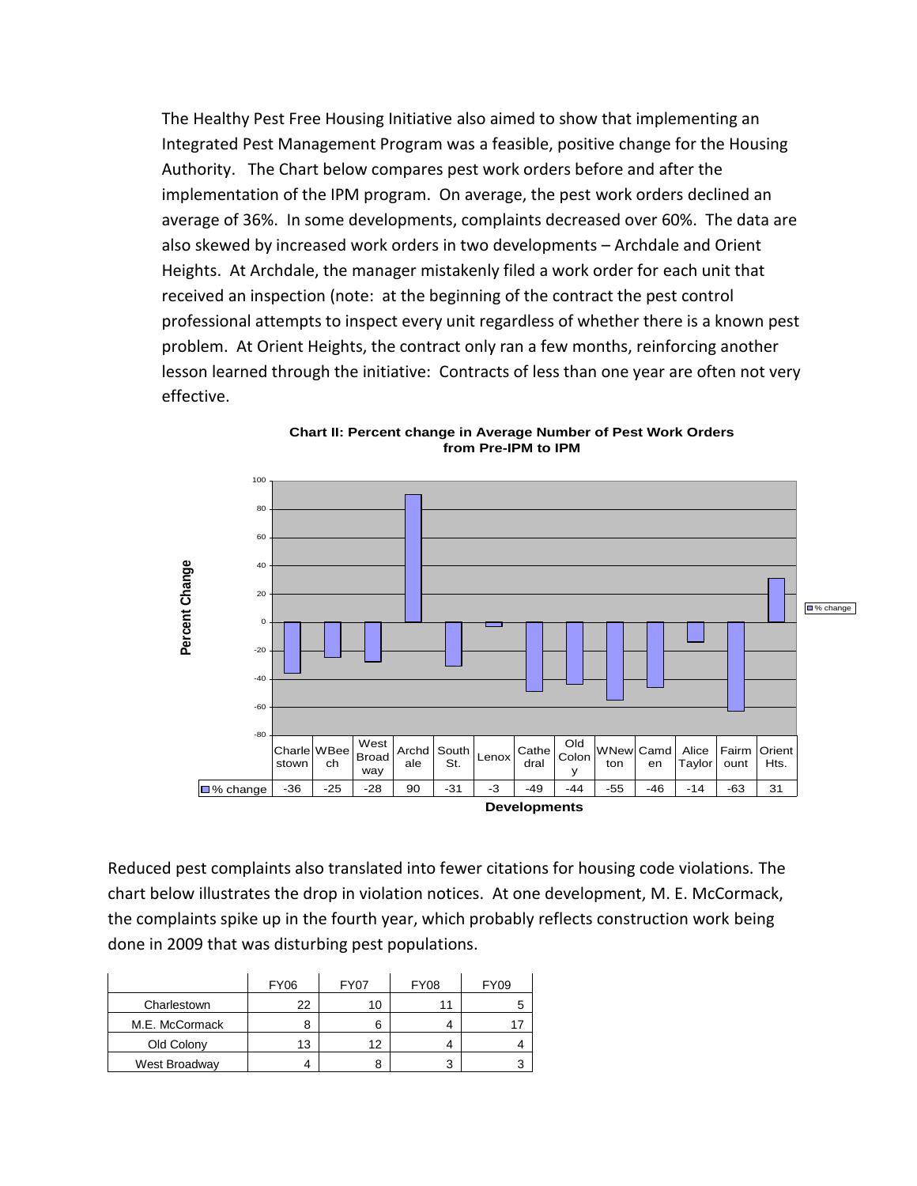The Healthy Pest Free Housing Initiative also aimed to show that implementing an Integrated Pest Management Program was a feasible, positive change for the Housing Authority. The Chart below compares pest work orders before and after the implementation of the IPM program. On average, the pest work orders declined an average of 36%. In some developments, complaints decreased over 60%. The data are also skewed by increased work orders in two developments – Archdale and Orient Heights. At Archdale, the manager mistakenly filed a work order for each unit that received an inspection (note: at the beginning of the contract the pest control professional attempts to inspect every unit regardless of whether there is a known pest problem. At Orient Heights, the contract only ran a few months, reinforcing another lesson learned through the initiative: Contracts of less than one year are often not very effective.

**Chart II: Percent change in Average Number of Pest Work Orders from Pre-IPM to IPM**

| Developments | Charlestown | WBeech | West Broadway | Archdale | South St. | Lenox | Cathedral | Old Colony | WNewton | Camden | Alice Taylor | Fairmount | Orient Hts. |
|---|---|---|---|---|---|---|---|---|---|---|---|---|---|
| % change | -36 | -25 | -28 | 90 | -31 | -3 | -49 | -44 | -55 | -46 | -14 | -63 | 31 |

Reduced pest complaints also translated into fewer citations for housing code violations. The chart below illustrates the drop in violation notices. At one development, M. E. McCormack, the complaints spike up in the fourth year, which probably reflects construction work being done in 2009 that was disturbing pest populations.

| | FY06 | FY07 | FY08 | FY09 |
|---|---|---|---|---|
| Charlestown | 22 | 10 | 11 | 5 |
| M.E. McCormack | 8 | 6 | 4 | 17 |
| Old Colony | 13 | 12 | 4 | 4 |
| West Broadway | 4 | 8 | 3 | 3 |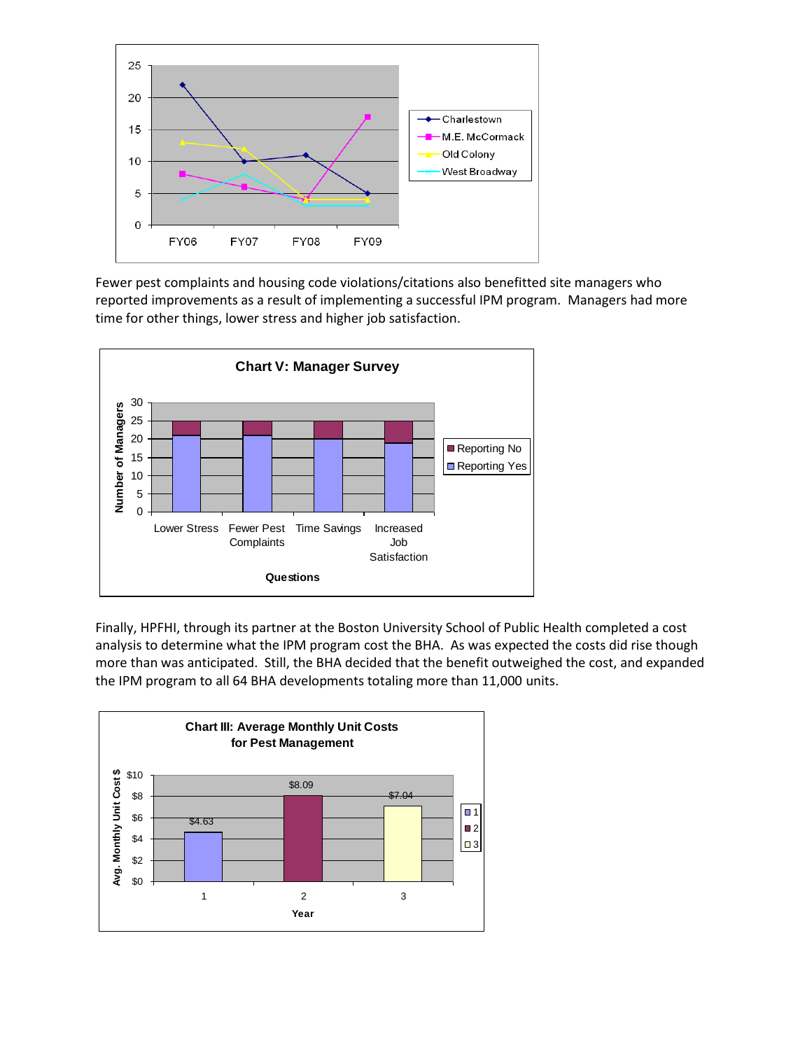25
20
15
10
5
0

FY06 FY07 FY08 FY09

Charlestown
M.E. McCormack
Old Colony
West Broadway

Fewer pest complaints and housing code violations/citations also benefitted site managers who reported improvements as a result of implementing a successful IPM program. Managers had more time for other things, lower stress and higher job satisfaction.

**Chart V: Manager Survey**

Number of Managers

30
25
20
15
10
5
0

Lower Stress
Fewer Pest Complaints
Time Savings
Increased Job Satisfaction

Questions

Reporting No
Reporting Yes

Finally, HPFHI, through its partner at the Boston University School of Public Health completed a cost analysis to determine what the IPM program cost the BHA. As was expected the costs did rise though more than was anticipated. Still, the BHA decided that the benefit outweighed the cost, and expanded the IPM program to all 64 BHA developments totaling more than 11,000 units.

**Chart III: Average Monthly Unit Costs for Pest Management**

Avg. Monthly Unit Cost $

$10
$8
$6
$4
$2
$0

$4.63
$8.09
$7.04

1 2 3

Year

1
2
3